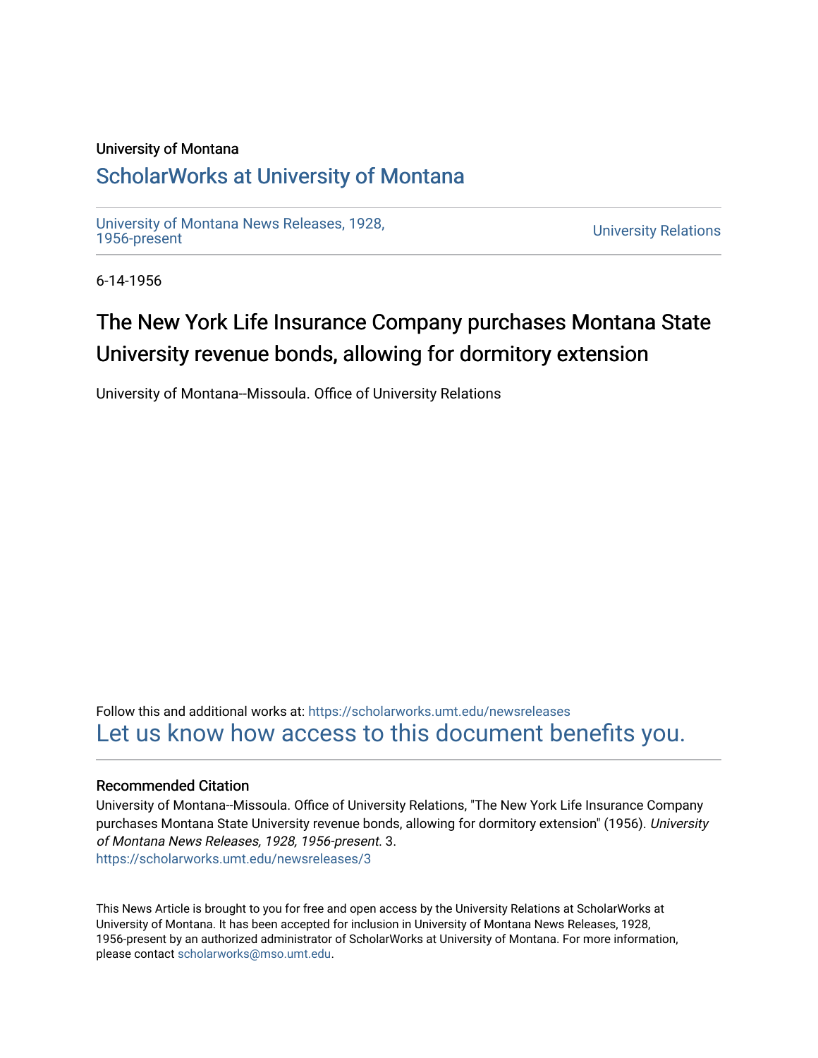University of Montana

# ScholarWorks at University of Montana

University of Montana News Releases, 1928, 1956-present

University Relations

6-14-1956

## The New York Life Insurance Company purchases Montana State University revenue bonds, allowing for dormitory extension

University of Montana--Missoula. Office of University Relations

Follow this and additional works at: https://scholarworks.umt.edu/newsreleases

Let us know how access to this document benefits you.

### Recommended Citation

University of Montana--Missoula. Office of University Relations, "The New York Life Insurance Company purchases Montana State University revenue bonds, allowing for dormitory extension" (1956). *University of Montana News Releases, 1928, 1956-present*. 3.
https://scholarworks.umt.edu/newsreleases/3

This News Article is brought to you for free and open access by the University Relations at ScholarWorks at University of Montana. It has been accepted for inclusion in University of Montana News Releases, 1928, 1956-present by an authorized administrator of ScholarWorks at University of Montana. For more information, please contact scholarworks@mso.umt.edu.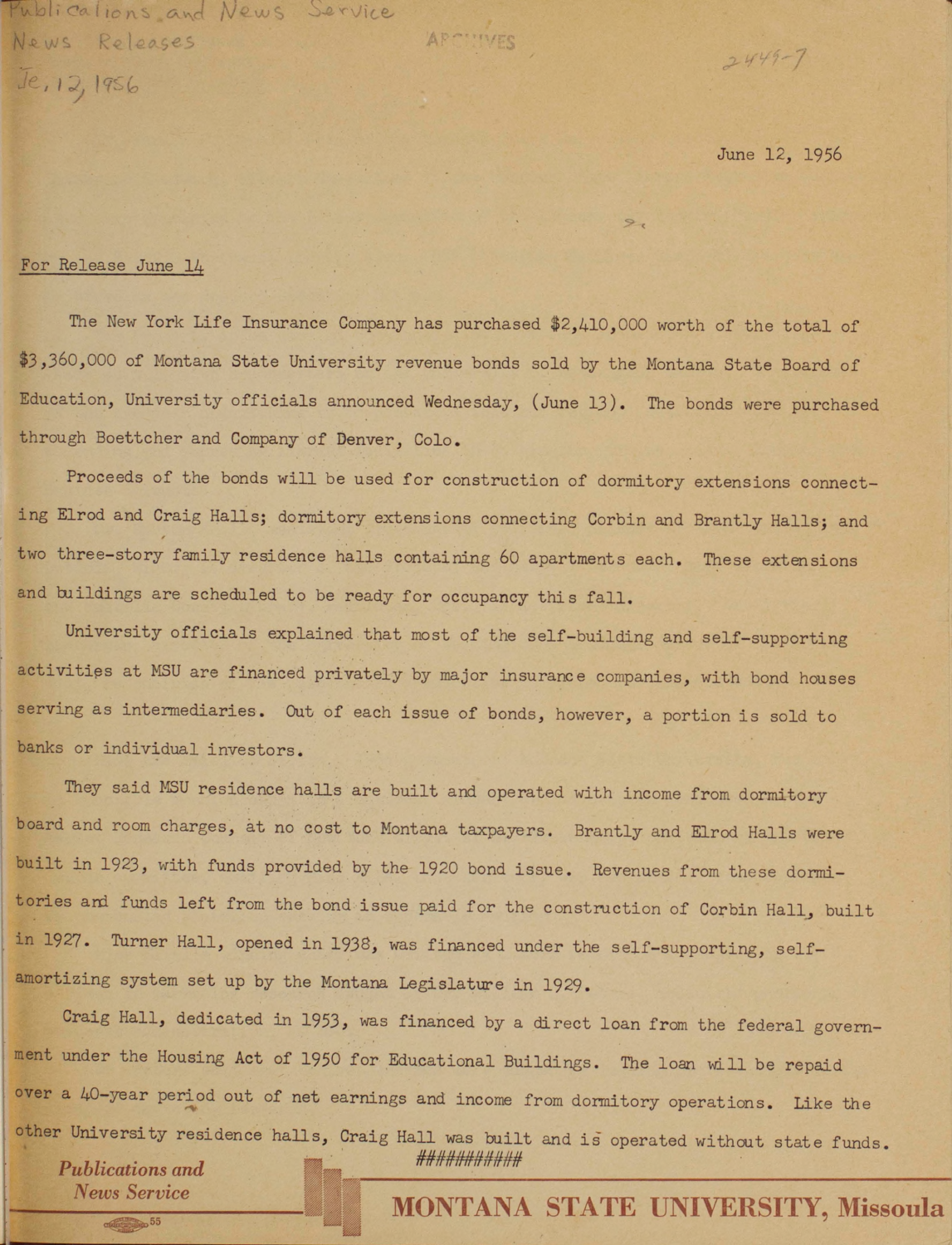Publications and News Service
News Releases
Je, 12, 1956

2449-7

June 12, 1956

For Release June 14

The New York Life Insurance Company has purchased $2,410,000 worth of the total of $3,360,000 of Montana State University revenue bonds sold by the Montana State Board of Education, University officials announced Wednesday, (June 13). The bonds were purchased through Boettcher and Company of Denver, Colo.

Proceeds of the bonds will be used for construction of dormitory extensions connecting Elrod and Craig Halls; dormitory extensions connecting Corbin and Brantly Halls; and two three-story family residence halls containing 60 apartments each. These extensions and buildings are scheduled to be ready for occupancy this fall.

University officials explained that most of the self-building and self-supporting activities at MSU are financed privately by major insurance companies, with bond houses serving as intermediaries. Out of each issue of bonds, however, a portion is sold to banks or individual investors.

They said MSU residence halls are built and operated with income from dormitory board and room charges, at no cost to Montana taxpayers. Brantly and Elrod Halls were built in 1923, with funds provided by the 1920 bond issue. Revenues from these dormitories and funds left from the bond issue paid for the construction of Corbin Hall, built in 1927. Turner Hall, opened in 1938, was financed under the self-supporting, self-amortizing system set up by the Montana Legislature in 1929.

Craig Hall, dedicated in 1953, was financed by a direct loan from the federal government under the Housing Act of 1950 for Educational Buildings. The loan will be repaid over a 40-year period out of net earnings and income from dormitory operations. Like the other University residence halls, Craig Hall was built and is operated without state funds.

###########

*Publications and News Service*

**MONTANA STATE UNIVERSITY, Missoula**